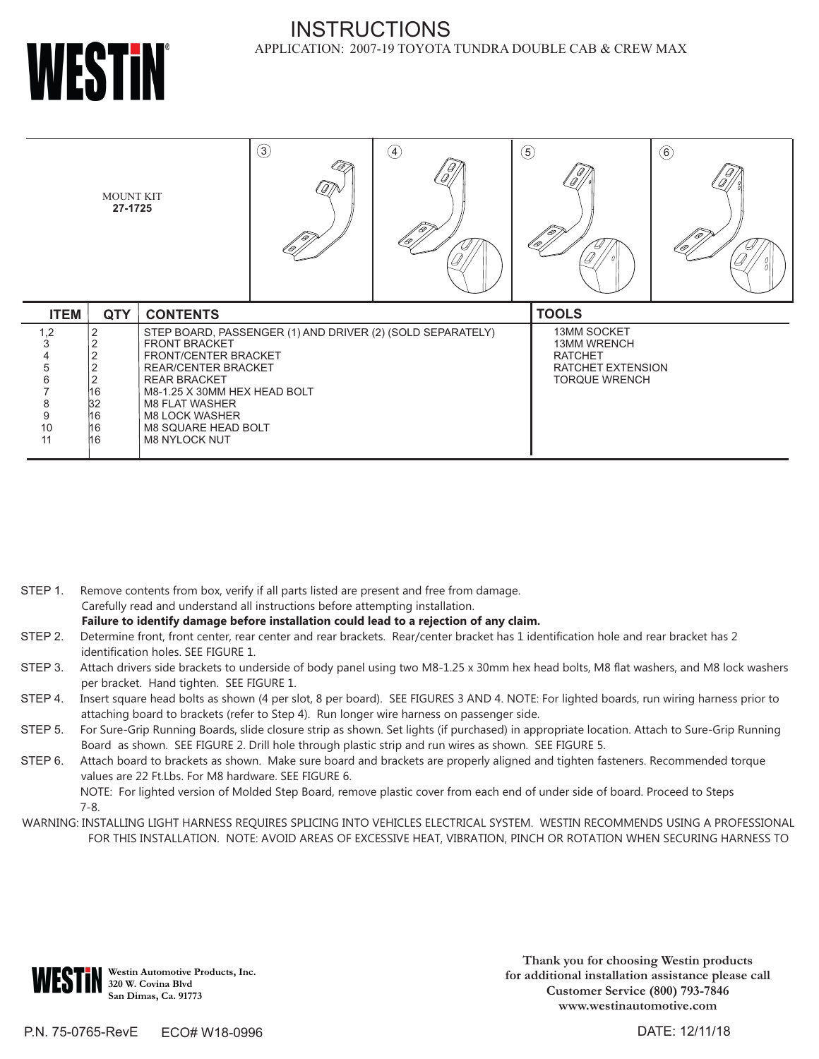# INSTRUCTIONS

APPLICATION: 2007-19 TOYOTA TUNDRA DOUBLE CAB & CREW MAX

MOUNT KIT
**27-1725**

| ITEM | QTY | CONTENTS |
|---|---|---|
| 1,2 | 2 | STEP BOARD, PASSENGER (1) AND DRIVER (2) (SOLD SEPARATELY) |
| 3 | 2 | FRONT BRACKET |
| 4 | 2 | FRONT/CENTER BRACKET |
| 5 | 2 | REAR/CENTER BRACKET |
| 6 | 2 | REAR BRACKET |
| 7 | 16 | M8-1.25 X 30MM HEX HEAD BOLT |
| 8 | 32 | M8 FLAT WASHER |
| 9 | 16 | M8 LOCK WASHER |
| 10 | 16 | M8 SQUARE HEAD BOLT |
| 11 | 16 | M8 NYLOCK NUT |

| TOOLS |
|---|
| 13MM SOCKET |
| 13MM WRENCH |
| RATCHET |
| RATCHET EXTENSION |
| TORQUE WRENCH |

STEP 1. Remove contents from box, verify if all parts listed are present and free from damage. Carefully read and understand all instructions before attempting installation. **Failure to identify damage before installation could lead to a rejection of any claim.**

STEP 2. Determine front, front center, rear center and rear brackets. Rear/center bracket has 1 identification hole and rear bracket has 2 identification holes. SEE FIGURE 1.

STEP 3. Attach drivers side brackets to underside of body panel using two M8-1.25 x 30mm hex head bolts, M8 flat washers, and M8 lock washers per bracket. Hand tighten. SEE FIGURE 1.

STEP 4. Insert square head bolts as shown (4 per slot, 8 per board). SEE FIGURES 3 AND 4. NOTE: For lighted boards, run wiring harness prior to attaching board to brackets (refer to Step 4). Run longer wire harness on passenger side.

STEP 5. For Sure-Grip Running Boards, slide closure strip as shown. Set lights (if purchased) in appropriate location. Attach to Sure-Grip Running Board as shown. SEE FIGURE 2. Drill hole through plastic strip and run wires as shown. SEE FIGURE 5.

STEP 6. Attach board to brackets as shown. Make sure board and brackets are properly aligned and tighten fasteners. Recommended torque values are 22 Ft.Lbs. For M8 hardware. SEE FIGURE 6.
NOTE: For lighted version of Molded Step Board, remove plastic cover from each end of under side of board. Proceed to Steps 7-8.

WARNING: INSTALLING LIGHT HARNESS REQUIRES SPLICING INTO VEHICLES ELECTRICAL SYSTEM. WESTIN RECOMMENDS USING A PROFESSIONAL FOR THIS INSTALLATION. NOTE: AVOID AREAS OF EXCESSIVE HEAT, VIBRATION, PINCH OR ROTATION WHEN SECURING HARNESS TO

**Westin Automotive Products, Inc.**
**320 W. Covina Blvd**
**San Dimas, Ca. 91773**

**Thank you for choosing Westin products**
**for additional installation assistance please call**
**Customer Service (800) 793-7846**
**www.westinautomotive.com**

P.N. 75-0765-RevE ECO# W18-0996 DATE: 12/11/18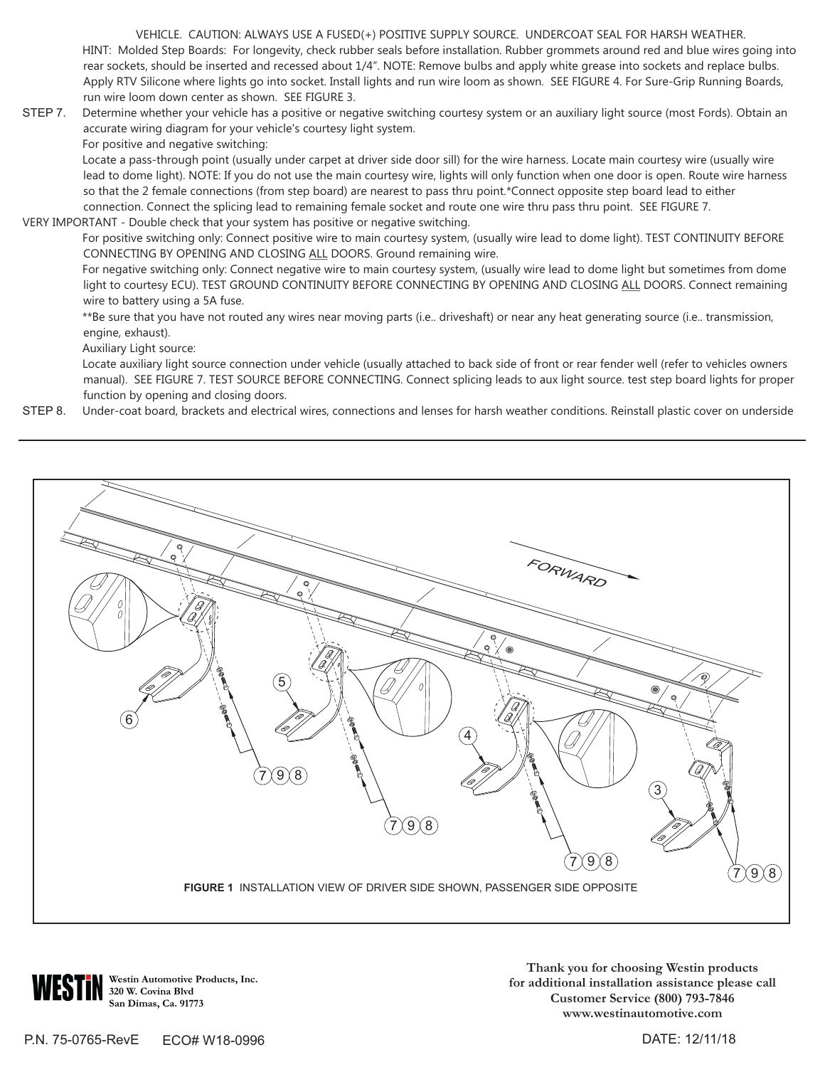VEHICLE. CAUTION: ALWAYS USE A FUSED(+) POSITIVE SUPPLY SOURCE. UNDERCOAT SEAL FOR HARSH WEATHER.

HINT: Molded Step Boards: For longevity, check rubber seals before installation. Rubber grommets around red and blue wires going into rear sockets, should be inserted and recessed about 1/4". NOTE: Remove bulbs and apply white grease into sockets and replace bulbs. Apply RTV Silicone where lights go into socket. Install lights and run wire loom as shown. SEE FIGURE 4. For Sure-Grip Running Boards, run wire loom down center as shown. SEE FIGURE 3.

STEP 7. Determine whether your vehicle has a positive or negative switching courtesy system or an auxiliary light source (most Fords). Obtain an accurate wiring diagram for your vehicle's courtesy light system.

For positive and negative switching:

Locate a pass-through point (usually under carpet at driver side door sill) for the wire harness. Locate main courtesy wire (usually wire lead to dome light). NOTE: If you do not use the main courtesy wire, lights will only function when one door is open. Route wire harness so that the 2 female connections (from step board) are nearest to pass thru point.*Connect opposite step board lead to either connection. Connect the splicing lead to remaining female socket and route one wire thru pass thru point. SEE FIGURE 7.

VERY IMPORTANT - Double check that your system has positive or negative switching.

For positive switching only: Connect positive wire to main courtesy system, (usually wire lead to dome light). TEST CONTINUITY BEFORE CONNECTING BY OPENING AND CLOSING ALL DOORS. Ground remaining wire.

For negative switching only: Connect negative wire to main courtesy system, (usually wire lead to dome light but sometimes from dome light to courtesy ECU). TEST GROUND CONTINUITY BEFORE CONNECTING BY OPENING AND CLOSING ALL DOORS. Connect remaining wire to battery using a 5A fuse.

**Be sure that you have not routed any wires near moving parts (i.e.. driveshaft) or near any heat generating source (i.e.. transmission, engine, exhaust).

Auxiliary Light source:

Locate auxiliary light source connection under vehicle (usually attached to back side of front or rear fender well (refer to vehicles owners manual). SEE FIGURE 7. TEST SOURCE BEFORE CONNECTING. Connect splicing leads to aux light source. test step board lights for proper function by opening and closing doors.

STEP 8. Under-coat board, brackets and electrical wires, connections and lenses for harsh weather conditions. Reinstall plastic cover on underside

**FIGURE 1** INSTALLATION VIEW OF DRIVER SIDE SHOWN, PASSENGER SIDE OPPOSITE

**Westin Automotive Products, Inc.**
**320 W. Covina Blvd**
**San Dimas, Ca. 91773**

**Thank you for choosing Westin products**
**for additional installation assistance please call**
**Customer Service (800) 793-7846**
**www.westinautomotive.com**

P.N. 75-0765-RevE ECO# W18-0996 DATE: 12/11/18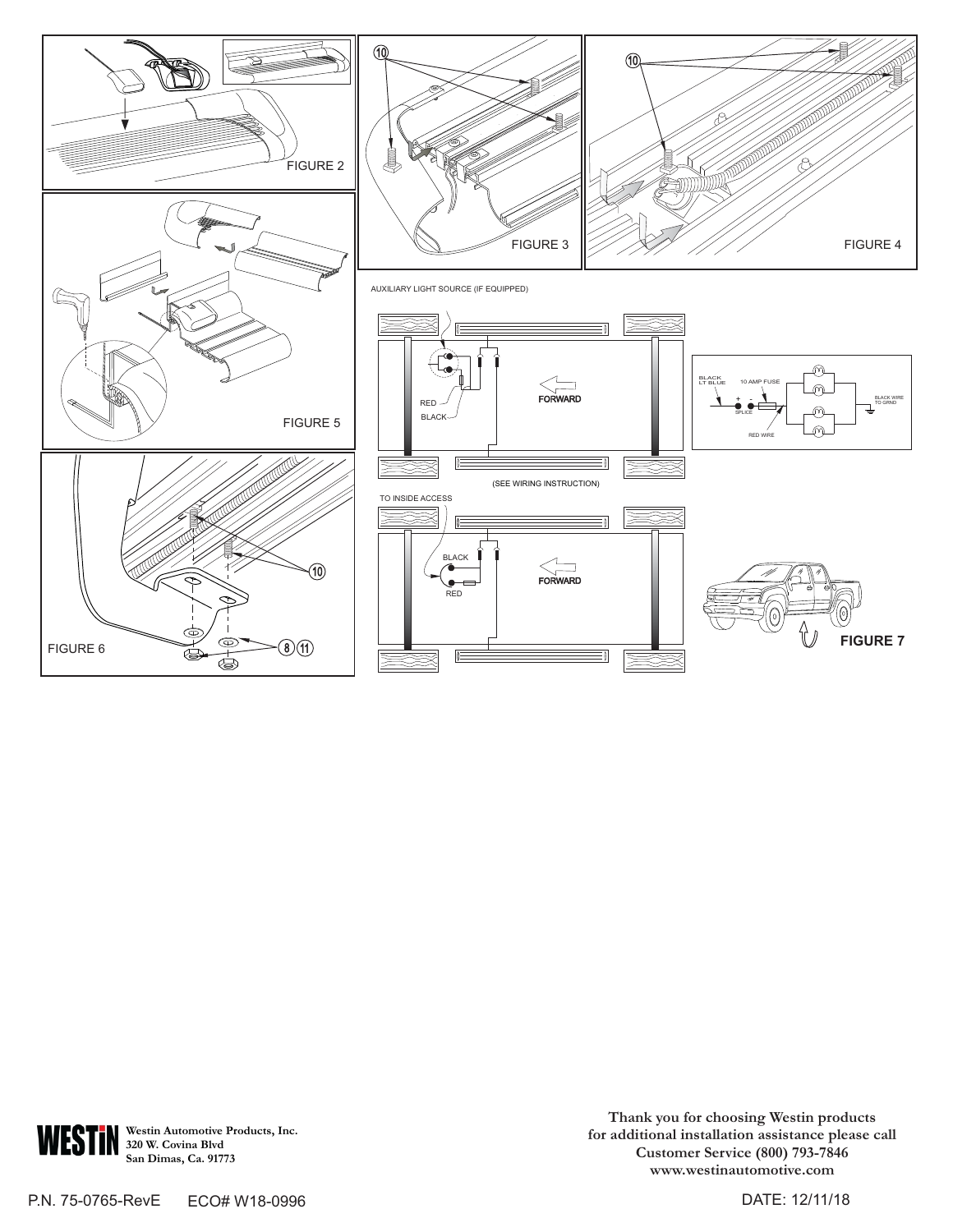FIGURE 2

FIGURE 3

FIGURE 4

FIGURE 5

FIGURE 6

AUXILIARY LIGHT SOURCE (IF EQUIPPED)

RED

BLACK

FORWARD

BLACK LT BLUE

10 AMP FUSE

SPLICE

RED WIRE

BLACK WIRE TO GRND

(SEE WIRING INSTRUCTION)

TO INSIDE ACCESS

BLACK

RED

FORWARD

FIGURE 7

**Westin Automotive Products, Inc.**
**320 W. Covina Blvd**
**San Dimas, Ca. 91773**

**Thank you for choosing Westin products**
**for additional installation assistance please call**
**Customer Service (800) 793-7846**
**www.westinautomotive.com**

P.N. 75-0765-RevE ECO# W18-0996 DATE: 12/11/18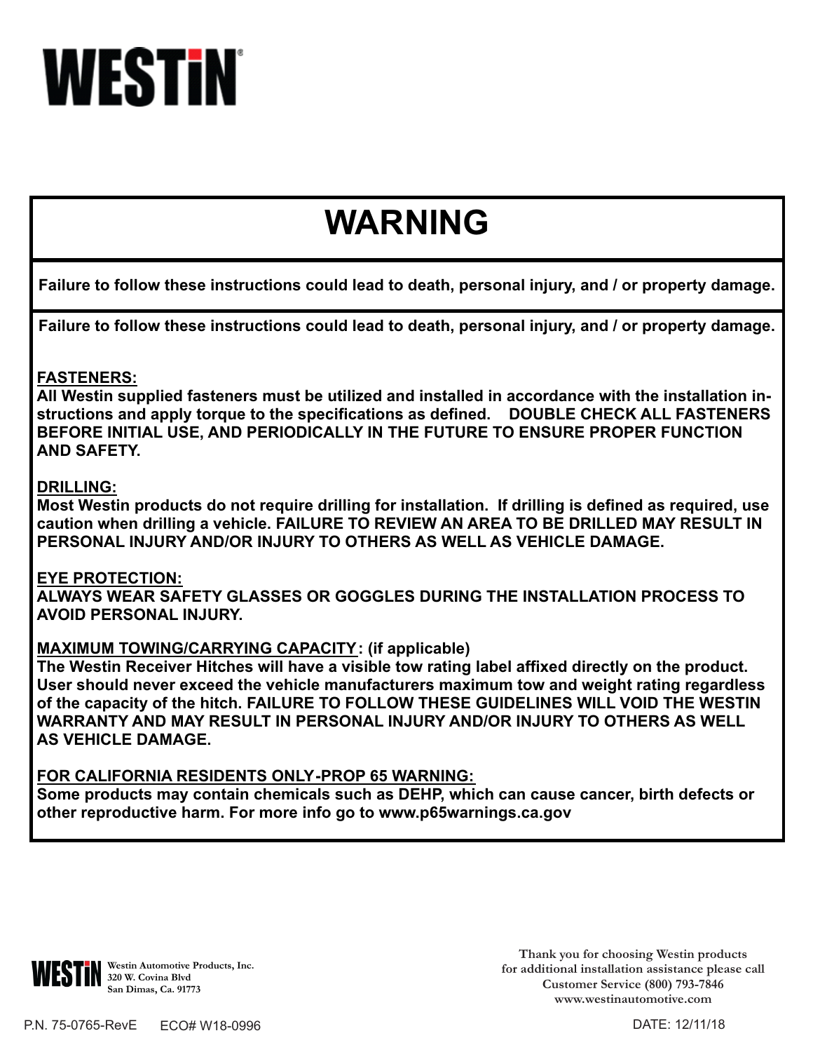# WESTIN

## WARNING

**Failure to follow these instructions could lead to death, personal injury, and / or property damage.**

**Failure to follow these instructions could lead to death, personal injury, and / or property damage.**

**FASTENERS:**
**All Westin supplied fasteners must be utilized and installed in accordance with the installation instructions and apply torque to the specifications as defined. DOUBLE CHECK ALL FASTENERS BEFORE INITIAL USE, AND PERIODICALLY IN THE FUTURE TO ENSURE PROPER FUNCTION AND SAFETY.**

**DRILLING:**
**Most Westin products do not require drilling for installation. If drilling is defined as required, use caution when drilling a vehicle. FAILURE TO REVIEW AN AREA TO BE DRILLED MAY RESULT IN PERSONAL INJURY AND/OR INJURY TO OTHERS AS WELL AS VEHICLE DAMAGE.**

**EYE PROTECTION:**
**ALWAYS WEAR SAFETY GLASSES OR GOGGLES DURING THE INSTALLATION PROCESS TO AVOID PERSONAL INJURY.**

**MAXIMUM TOWING/CARRYING CAPACITY: (if applicable)**
**The Westin Receiver Hitches will have a visible tow rating label affixed directly on the product. User should never exceed the vehicle manufacturers maximum tow and weight rating regardless of the capacity of the hitch. FAILURE TO FOLLOW THESE GUIDELINES WILL VOID THE WESTIN WARRANTY AND MAY RESULT IN PERSONAL INJURY AND/OR INJURY TO OTHERS AS WELL AS VEHICLE DAMAGE.**

**FOR CALIFORNIA RESIDENTS ONLY-PROP 65 WARNING:**
**Some products may contain chemicals such as DEHP, which can cause cancer, birth defects or other reproductive harm. For more info go to www.p65warnings.ca.gov**

**WESTIN** Westin Automotive Products, Inc.
320 W. Covina Blvd
San Dimas, Ca. 91773

Thank you for choosing Westin products
for additional installation assistance please call
Customer Service (800) 793-7846
www.westinautomotive.com

P.N. 75-0765-RevE ECO# W18-0996 DATE: 12/11/18